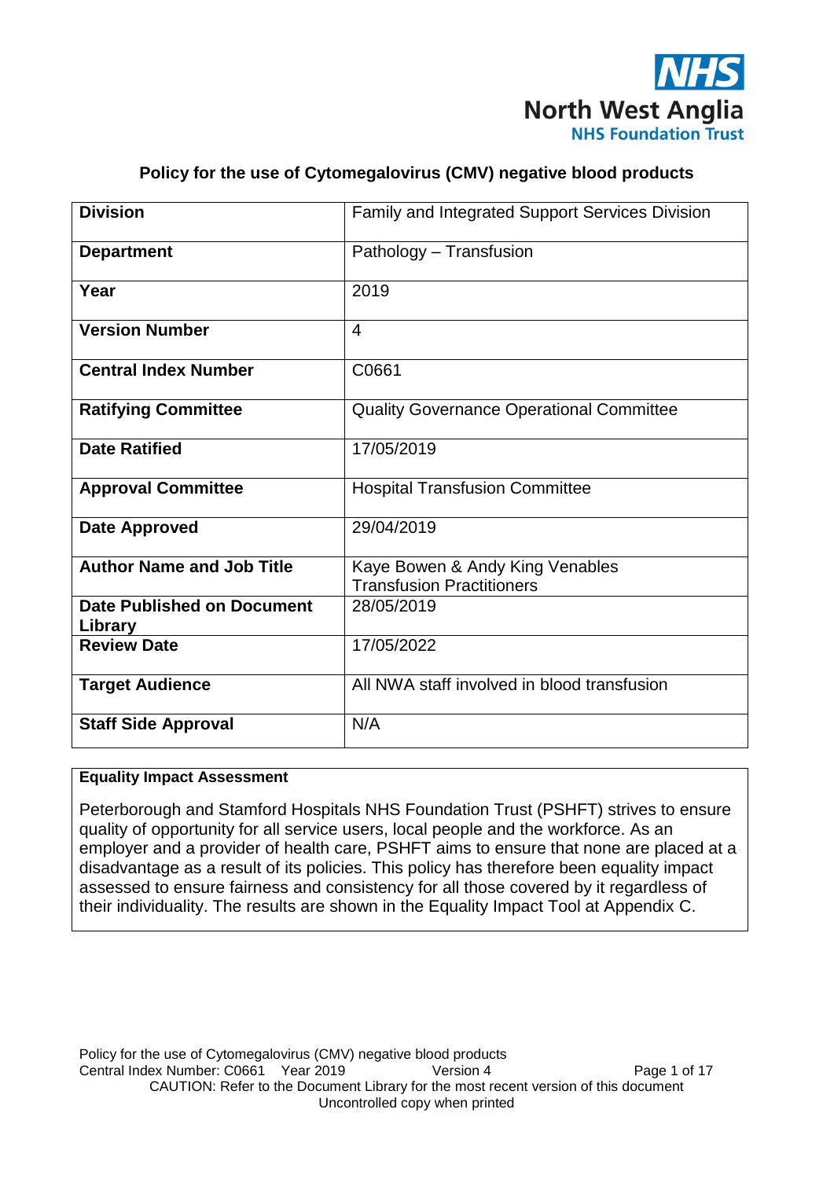NHS
North West Anglia
NHS Foundation Trust

# Policy for the use of Cytomegalovirus (CMV) negative blood products

| | |
|---|---|
| **Division** | Family and Integrated Support Services Division |
| **Department** | Pathology – Transfusion |
| **Year** | 2019 |
| **Version Number** | 4 |
| **Central Index Number** | C0661 |
| **Ratifying Committee** | Quality Governance Operational Committee |
| **Date Ratified** | 17/05/2019 |
| **Approval Committee** | Hospital Transfusion Committee |
| **Date Approved** | 29/04/2019 |
| **Author Name and Job Title** | Kaye Bowen & Andy King Venables<br>Transfusion Practitioners |
| **Date Published on Document Library** | 28/05/2019 |
| **Review Date** | 17/05/2022 |
| **Target Audience** | All NWA staff involved in blood transfusion |
| **Staff Side Approval** | N/A |

**Equality Impact Assessment**

Peterborough and Stamford Hospitals NHS Foundation Trust (PSHFT) strives to ensure quality of opportunity for all service users, local people and the workforce. As an employer and a provider of health care, PSHFT aims to ensure that none are placed at a disadvantage as a result of its policies. This policy has therefore been equality impact assessed to ensure fairness and consistency for all those covered by it regardless of their individuality. The results are shown in the Equality Impact Tool at Appendix C.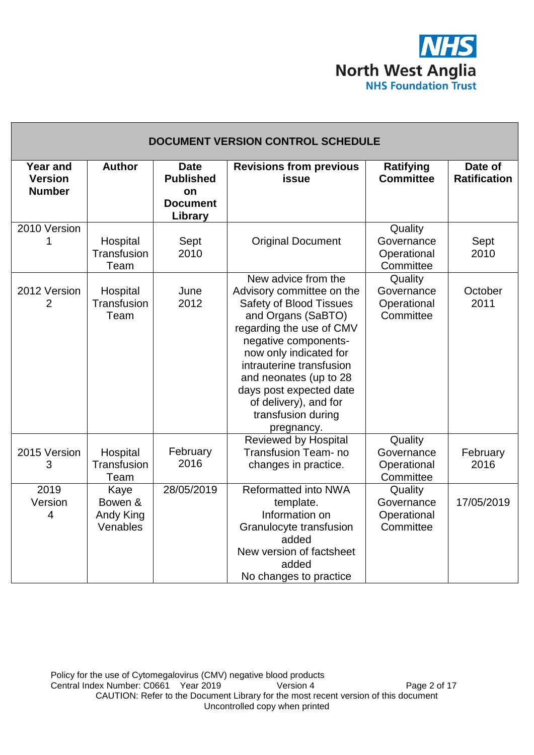| DOCUMENT VERSION CONTROL SCHEDULE | | | | | |
|---|---|---|---|---|---|
| **Year and Version Number** | **Author** | **Date Published on Document Library** | **Revisions from previous issue** | **Ratifying Committee** | **Date of Ratification** |
| 2010 Version 1 | Hospital Transfusion Team | Sept 2010 | Original Document | Quality Governance Operational Committee | Sept 2010 |
| 2012 Version 2 | Hospital Transfusion Team | June 2012 | New advice from the Advisory committee on the Safety of Blood Tissues and Organs (SaBTO) regarding the use of CMV negative components- now only indicated for intrauterine transfusion and neonates (up to 28 days post expected date of delivery), and for transfusion during pregnancy. | Quality Governance Operational Committee | October 2011 |
| 2015 Version 3 | Hospital Transfusion Team | February 2016 | Reviewed by Hospital Transfusion Team- no changes in practice. | Quality Governance Operational Committee | February 2016 |
| 2019 Version 4 | Kaye Bowen & Andy King Venables | 28/05/2019 | Reformatted into NWA template. Information on Granulocyte transfusion added New version of factsheet added No changes to practice | Quality Governance Operational Committee | 17/05/2019 |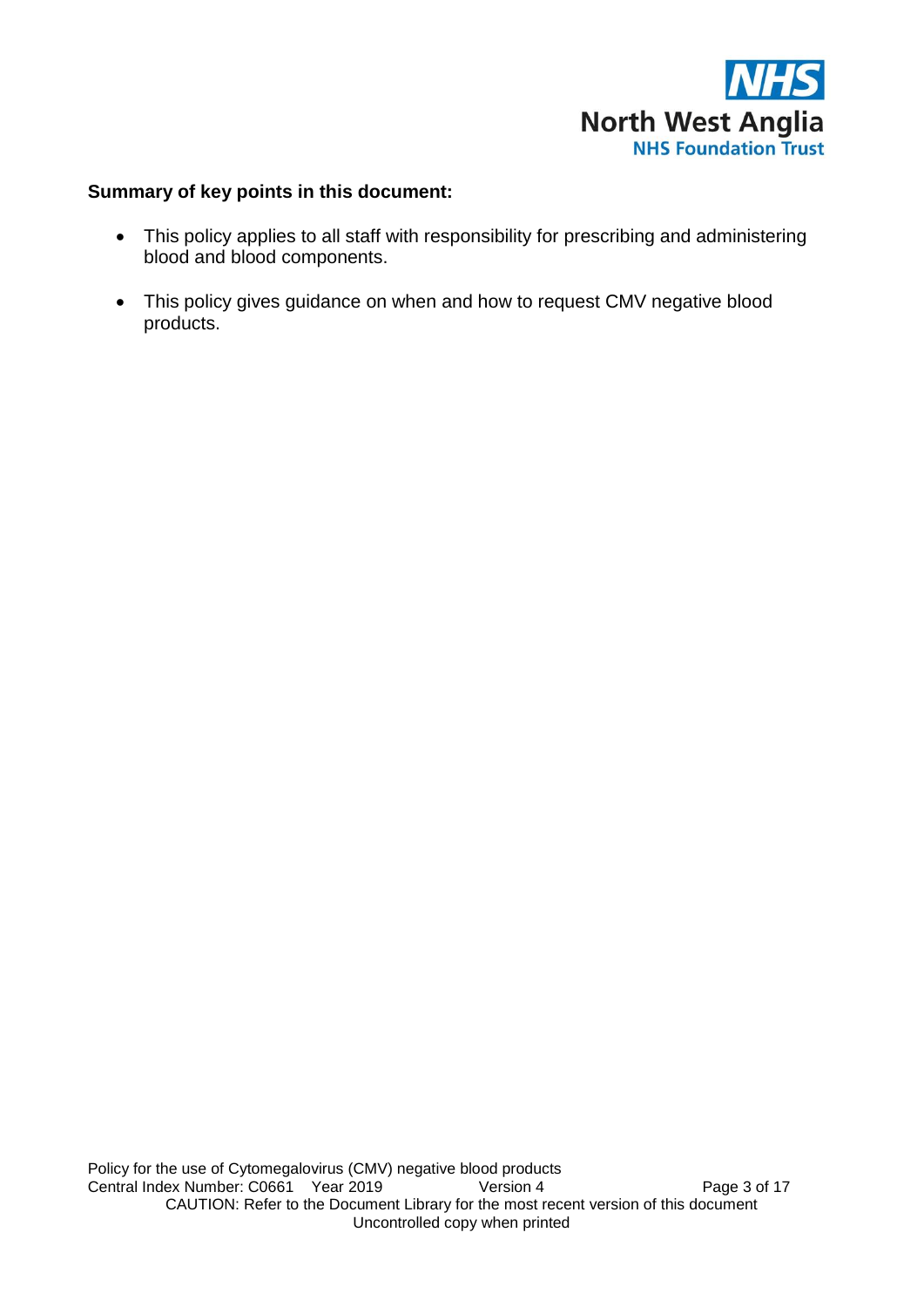**Summary of key points in this document:**

- This policy applies to all staff with responsibility for prescribing and administering blood and blood components.
- This policy gives guidance on when and how to request CMV negative blood products.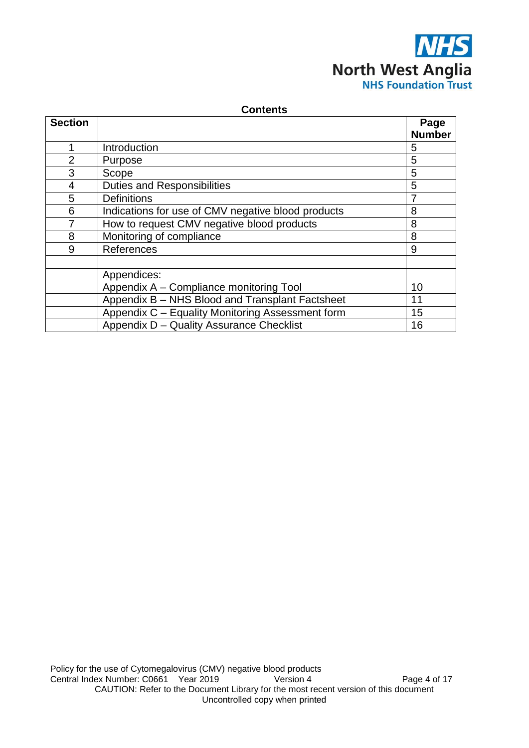NHS North West Anglia NHS Foundation Trust

## Contents

| Section | | Page Number |
|---|---|---|
| 1 | Introduction | 5 |
| 2 | Purpose | 5 |
| 3 | Scope | 5 |
| 4 | Duties and Responsibilities | 5 |
| 5 | Definitions | 7 |
| 6 | Indications for use of CMV negative blood products | 8 |
| 7 | How to request CMV negative blood products | 8 |
| 8 | Monitoring of compliance | 8 |
| 9 | References | 9 |
| | | |
| | Appendices: | |
| | Appendix A – Compliance monitoring Tool | 10 |
| | Appendix B – NHS Blood and Transplant Factsheet | 11 |
| | Appendix C – Equality Monitoring Assessment form | 15 |
| | Appendix D – Quality Assurance Checklist | 16 |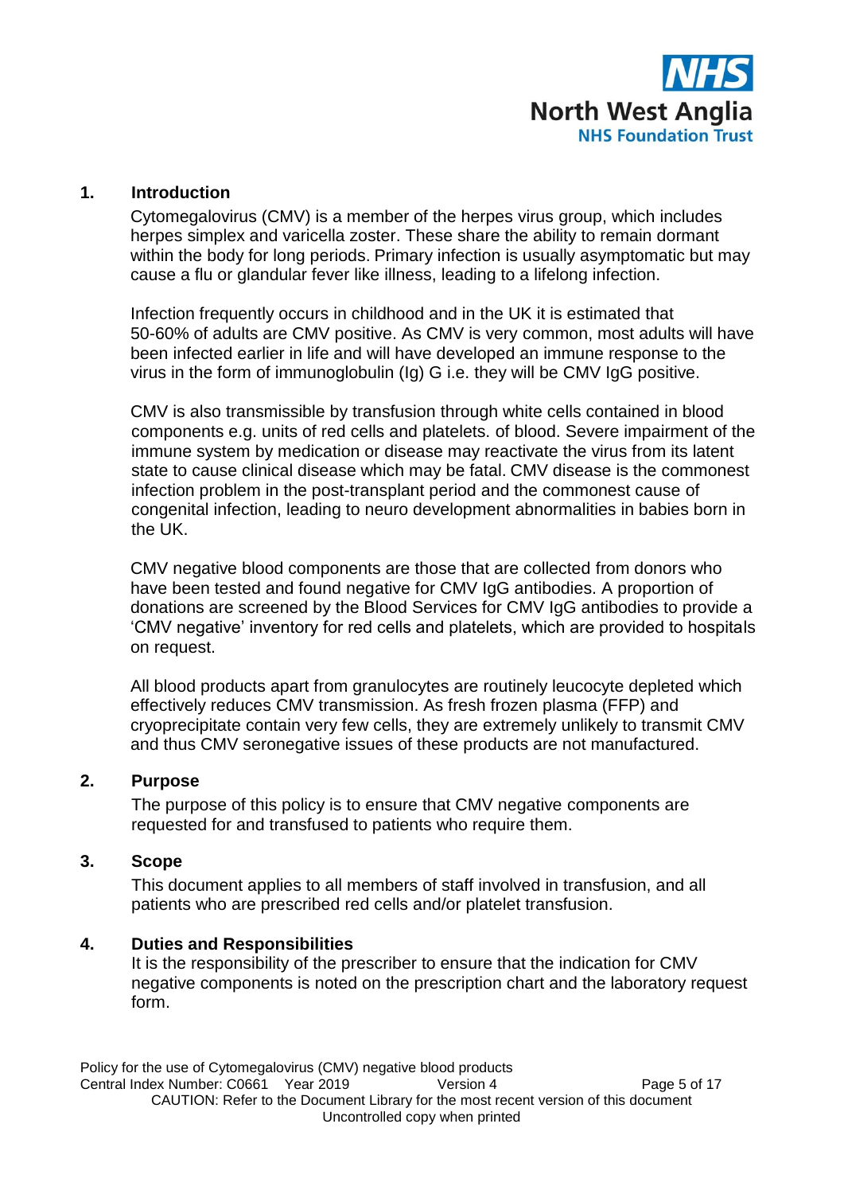## 1. Introduction

Cytomegalovirus (CMV) is a member of the herpes virus group, which includes herpes simplex and varicella zoster. These share the ability to remain dormant within the body for long periods. Primary infection is usually asymptomatic but may cause a flu or glandular fever like illness, leading to a lifelong infection.

Infection frequently occurs in childhood and in the UK it is estimated that 50-60% of adults are CMV positive. As CMV is very common, most adults will have been infected earlier in life and will have developed an immune response to the virus in the form of immunoglobulin (Ig) G i.e. they will be CMV IgG positive.

CMV is also transmissible by transfusion through white cells contained in blood components e.g. units of red cells and platelets. of blood. Severe impairment of the immune system by medication or disease may reactivate the virus from its latent state to cause clinical disease which may be fatal. CMV disease is the commonest infection problem in the post-transplant period and the commonest cause of congenital infection, leading to neuro development abnormalities in babies born in the UK.

CMV negative blood components are those that are collected from donors who have been tested and found negative for CMV IgG antibodies. A proportion of donations are screened by the Blood Services for CMV IgG antibodies to provide a 'CMV negative' inventory for red cells and platelets, which are provided to hospitals on request.

All blood products apart from granulocytes are routinely leucocyte depleted which effectively reduces CMV transmission. As fresh frozen plasma (FFP) and cryoprecipitate contain very few cells, they are extremely unlikely to transmit CMV and thus CMV seronegative issues of these products are not manufactured.

## 2. Purpose

The purpose of this policy is to ensure that CMV negative components are requested for and transfused to patients who require them.

## 3. Scope

This document applies to all members of staff involved in transfusion, and all patients who are prescribed red cells and/or platelet transfusion.

## 4. Duties and Responsibilities

It is the responsibility of the prescriber to ensure that the indication for CMV negative components is noted on the prescription chart and the laboratory request form.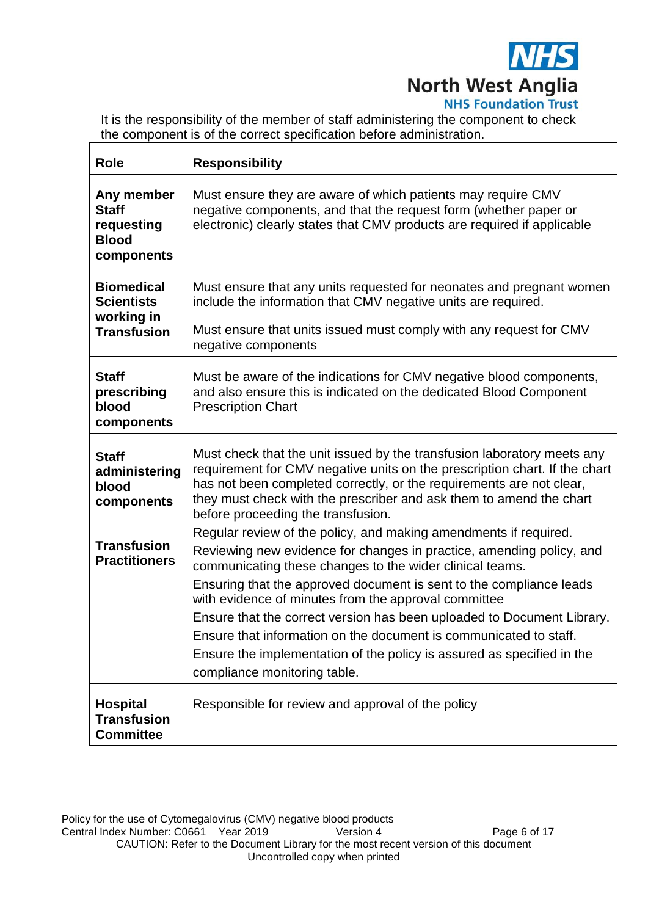It is the responsibility of the member of staff administering the component to check the component is of the correct specification before administration.

| Role | Responsibility |
|---|---|
| **Any member Staff requesting Blood components** | Must ensure they are aware of which patients may require CMV negative components, and that the request form (whether paper or electronic) clearly states that CMV products are required if applicable |
| **Biomedical Scientists working in Transfusion** | Must ensure that any units requested for neonates and pregnant women include the information that CMV negative units are required.<br><br>Must ensure that units issued must comply with any request for CMV negative components |
| **Staff prescribing blood components** | Must be aware of the indications for CMV negative blood components, and also ensure this is indicated on the dedicated Blood Component Prescription Chart |
| **Staff administering blood components** | Must check that the unit issued by the transfusion laboratory meets any requirement for CMV negative units on the prescription chart. If the chart has not been completed correctly, or the requirements are not clear, they must check with the prescriber and ask them to amend the chart before proceeding the transfusion. |
| **Transfusion Practitioners** | Regular review of the policy, and making amendments if required.<br>Reviewing new evidence for changes in practice, amending policy, and communicating these changes to the wider clinical teams.<br>Ensuring that the approved document is sent to the compliance leads with evidence of minutes from the approval committee<br>Ensure that the correct version has been uploaded to Document Library.<br>Ensure that information on the document is communicated to staff.<br>Ensure the implementation of the policy is assured as specified in the compliance monitoring table. |
| **Hospital Transfusion Committee** | Responsible for review and approval of the policy |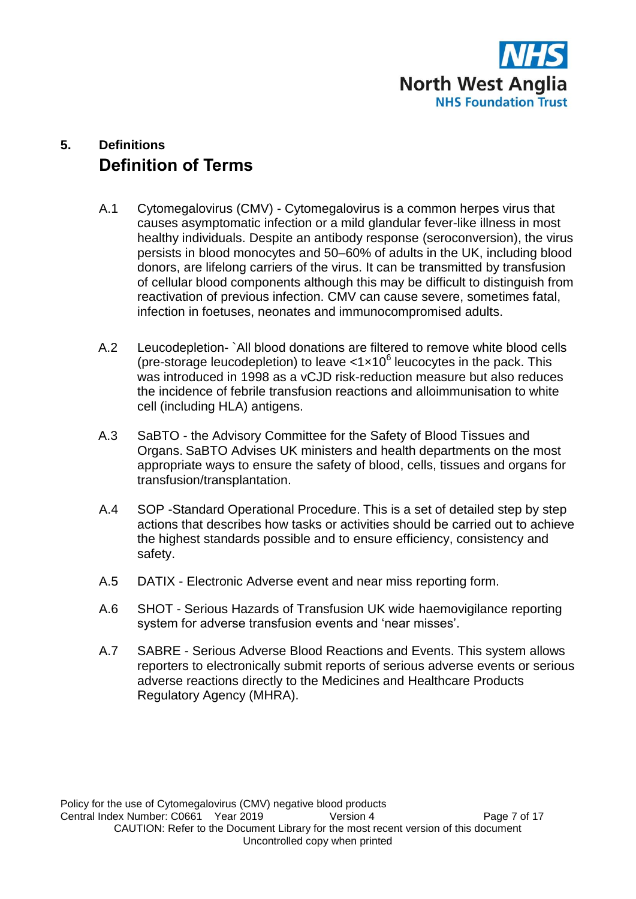## 5. Definitions

## Definition of Terms

A.1 Cytomegalovirus (CMV) - Cytomegalovirus is a common herpes virus that causes asymptomatic infection or a mild glandular fever-like illness in most healthy individuals. Despite an antibody response (seroconversion), the virus persists in blood monocytes and 50–60% of adults in the UK, including blood donors, are lifelong carriers of the virus. It can be transmitted by transfusion of cellular blood components although this may be difficult to distinguish from reactivation of previous infection. CMV can cause severe, sometimes fatal, infection in foetuses, neonates and immunocompromised adults.

A.2 Leucodepletion- `All blood donations are filtered to remove white blood cells (pre-storage leucodepletion) to leave $<1\times10^6$ leucocytes in the pack. This was introduced in 1998 as a vCJD risk-reduction measure but also reduces the incidence of febrile transfusion reactions and alloimmunisation to white cell (including HLA) antigens.

A.3 SaBTO - the Advisory Committee for the Safety of Blood Tissues and Organs. SaBTO Advises UK ministers and health departments on the most appropriate ways to ensure the safety of blood, cells, tissues and organs for transfusion/transplantation.

A.4 SOP -Standard Operational Procedure. This is a set of detailed step by step actions that describes how tasks or activities should be carried out to achieve the highest standards possible and to ensure efficiency, consistency and safety.

A.5 DATIX - Electronic Adverse event and near miss reporting form.

A.6 SHOT - Serious Hazards of Transfusion UK wide haemovigilance reporting system for adverse transfusion events and 'near misses'.

A.7 SABRE - Serious Adverse Blood Reactions and Events. This system allows reporters to electronically submit reports of serious adverse events or serious adverse reactions directly to the Medicines and Healthcare Products Regulatory Agency (MHRA).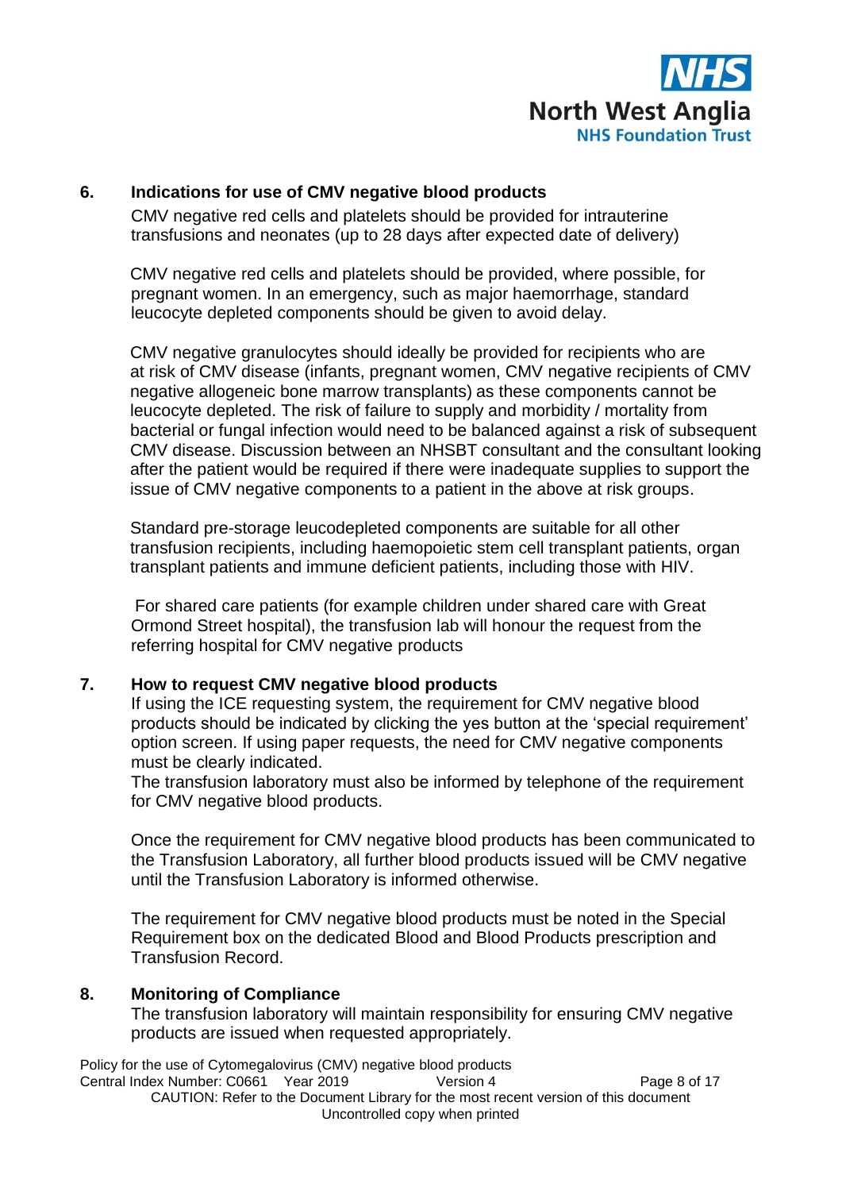## 6. Indications for use of CMV negative blood products

CMV negative red cells and platelets should be provided for intrauterine transfusions and neonates (up to 28 days after expected date of delivery)

CMV negative red cells and platelets should be provided, where possible, for pregnant women. In an emergency, such as major haemorrhage, standard leucocyte depleted components should be given to avoid delay.

CMV negative granulocytes should ideally be provided for recipients who are at risk of CMV disease (infants, pregnant women, CMV negative recipients of CMV negative allogeneic bone marrow transplants) as these components cannot be leucocyte depleted. The risk of failure to supply and morbidity / mortality from bacterial or fungal infection would need to be balanced against a risk of subsequent CMV disease. Discussion between an NHSBT consultant and the consultant looking after the patient would be required if there were inadequate supplies to support the issue of CMV negative components to a patient in the above at risk groups.

Standard pre-storage leucodepleted components are suitable for all other transfusion recipients, including haemopoietic stem cell transplant patients, organ transplant patients and immune deficient patients, including those with HIV.

For shared care patients (for example children under shared care with Great Ormond Street hospital), the transfusion lab will honour the request from the referring hospital for CMV negative products

## 7. How to request CMV negative blood products

If using the ICE requesting system, the requirement for CMV negative blood products should be indicated by clicking the yes button at the 'special requirement' option screen. If using paper requests, the need for CMV negative components must be clearly indicated.
The transfusion laboratory must also be informed by telephone of the requirement for CMV negative blood products.

Once the requirement for CMV negative blood products has been communicated to the Transfusion Laboratory, all further blood products issued will be CMV negative until the Transfusion Laboratory is informed otherwise.

The requirement for CMV negative blood products must be noted in the Special Requirement box on the dedicated Blood and Blood Products prescription and Transfusion Record.

## 8. Monitoring of Compliance

The transfusion laboratory will maintain responsibility for ensuring CMV negative products are issued when requested appropriately.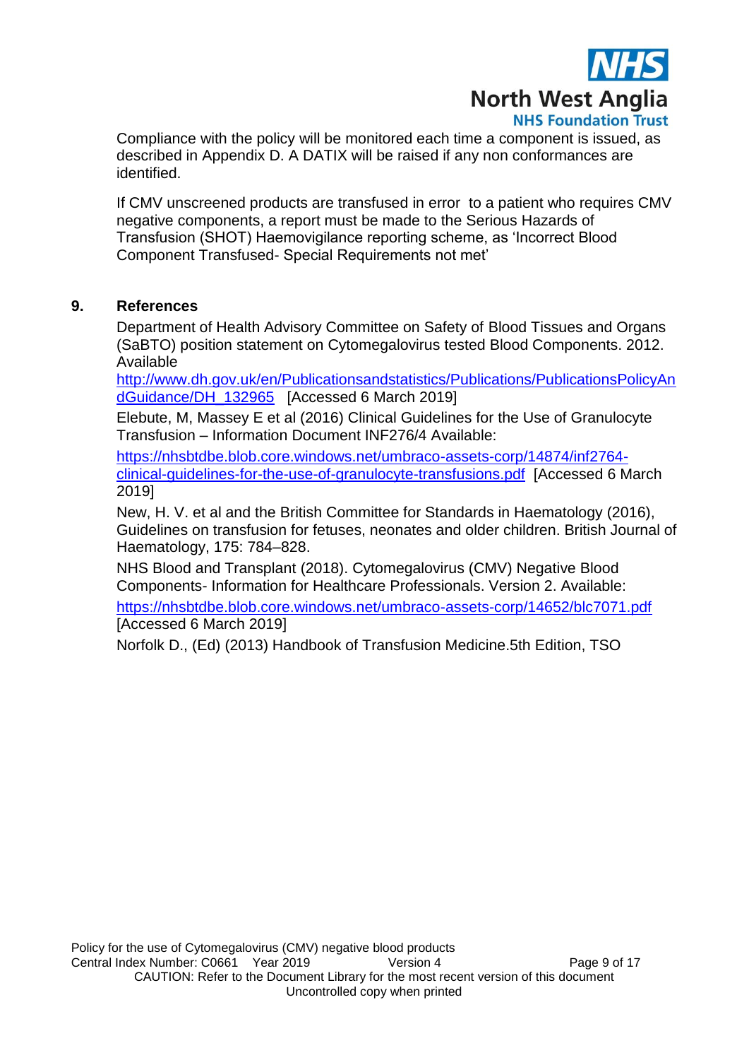Compliance with the policy will be monitored each time a component is issued, as described in Appendix D. A DATIX will be raised if any non conformances are identified.

If CMV unscreened products are transfused in error to a patient who requires CMV negative components, a report must be made to the Serious Hazards of Transfusion (SHOT) Haemovigilance reporting scheme, as 'Incorrect Blood Component Transfused- Special Requirements not met'

## 9. References

Department of Health Advisory Committee on Safety of Blood Tissues and Organs (SaBTO) position statement on Cytomegalovirus tested Blood Components. 2012. Available http://www.dh.gov.uk/en/Publicationsandstatistics/Publications/PublicationsPolicyAndGuidance/DH_132965 [Accessed 6 March 2019]

Elebute, M, Massey E et al (2016) Clinical Guidelines for the Use of Granulocyte Transfusion – Information Document INF276/4 Available:
https://nhsbtdbe.blob.core.windows.net/umbraco-assets-corp/14874/inf2764-clinical-guidelines-for-the-use-of-granulocyte-transfusions.pdf [Accessed 6 March 2019]

New, H. V. et al and the British Committee for Standards in Haematology (2016), Guidelines on transfusion for fetuses, neonates and older children. British Journal of Haematology, 175: 784–828.

NHS Blood and Transplant (2018). Cytomegalovirus (CMV) Negative Blood Components- Information for Healthcare Professionals. Version 2. Available:
https://nhsbtdbe.blob.core.windows.net/umbraco-assets-corp/14652/blc7071.pdf [Accessed 6 March 2019]

Norfolk D., (Ed) (2013) Handbook of Transfusion Medicine.5th Edition, TSO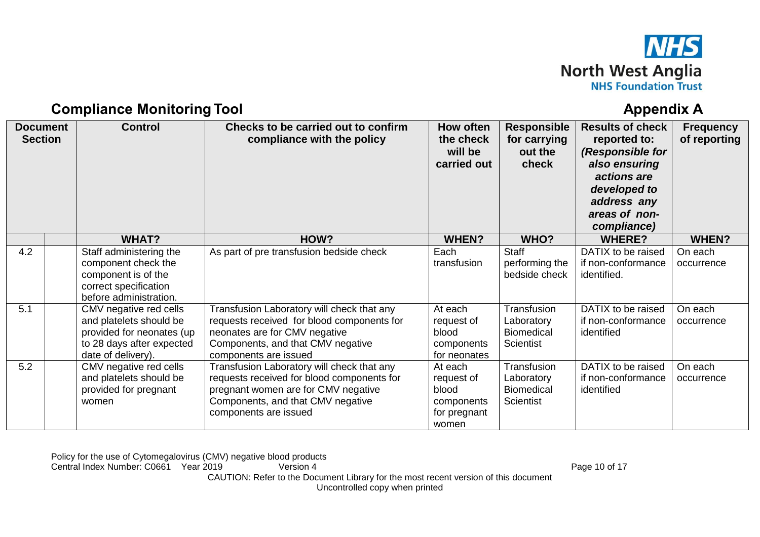## Compliance Monitoring Tool

## Appendix A

| Document Section | | Control | Checks to be carried out to confirm compliance with the policy | How often the check will be carried out | Responsible for carrying out the check | Results of check reported to: *(Responsible for also ensuring actions are developed to address any areas of non-compliance)* | Frequency of reporting |
|---|---|---|---|---|---|---|---|
| | | **WHAT?** | **HOW?** | **WHEN?** | **WHO?** | **WHERE?** | **WHEN?** |
| 4.2 | | Staff administering the component check the component is of the correct specification before administration. | As part of pre transfusion bedside check | Each transfusion | Staff performing the bedside check | DATIX to be raised if non-conformance identified. | On each occurrence |
| 5.1 | | CMV negative red cells and platelets should be provided for neonates (up to 28 days after expected date of delivery). | Transfusion Laboratory will check that any requests received for blood components for neonates are for CMV negative Components, and that CMV negative components are issued | At each request of blood components for neonates | Transfusion Laboratory Biomedical Scientist | DATIX to be raised if non-conformance identified | On each occurrence |
| 5.2 | | CMV negative red cells and platelets should be provided for pregnant women | Transfusion Laboratory will check that any requests received for blood components for pregnant women are for CMV negative Components, and that CMV negative components are issued | At each request of blood components for pregnant women | Transfusion Laboratory Biomedical Scientist | DATIX to be raised if non-conformance identified | On each occurrence |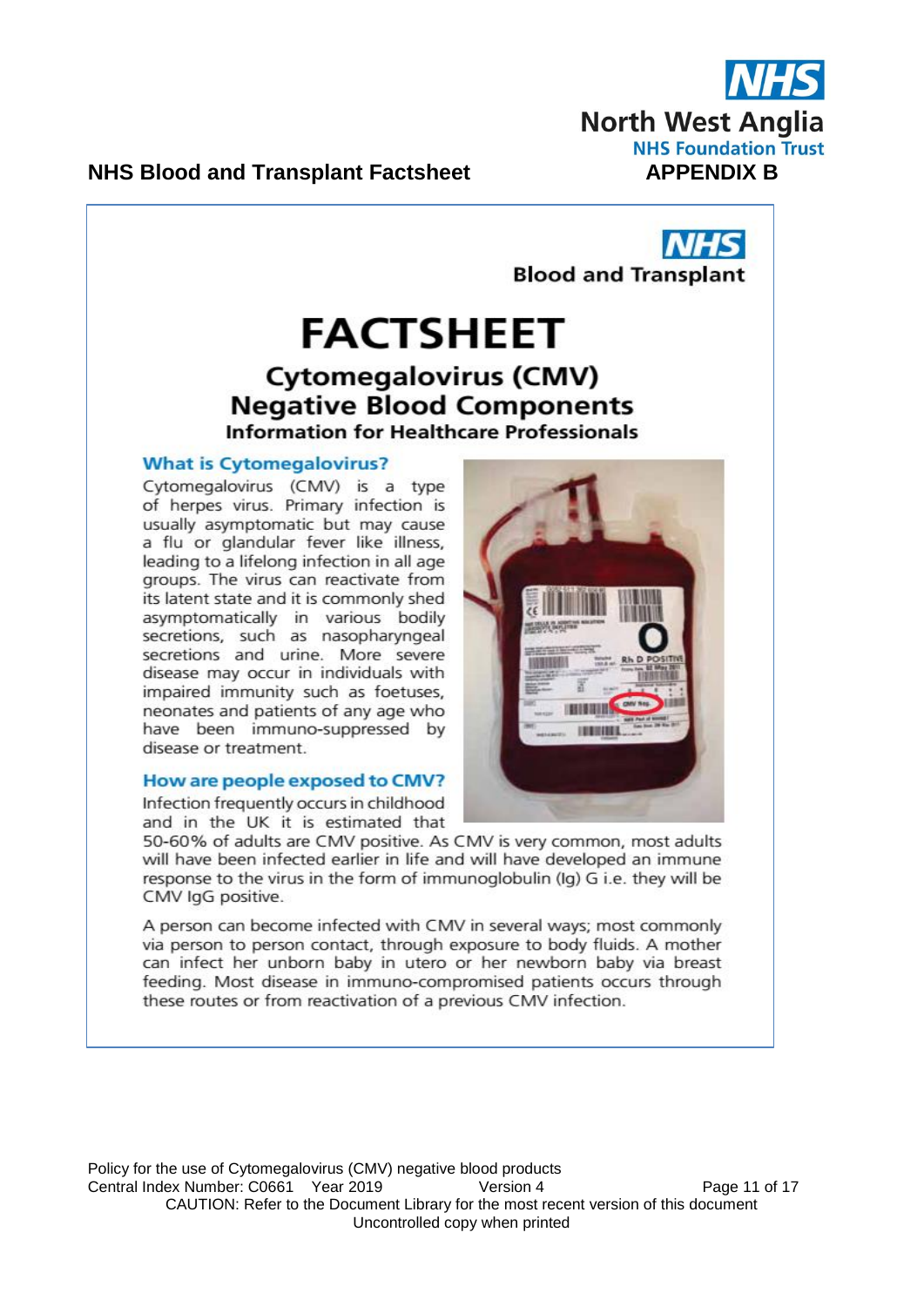## NHS Blood and Transplant Factsheet

**APPENDIX B**

Blood and Transplant

# FACTSHEET

## Cytomegalovirus (CMV) Negative Blood Components

### Information for Healthcare Professionals

### What is Cytomegalovirus?

Cytomegalovirus (CMV) is a type of herpes virus. Primary infection is usually asymptomatic but may cause a flu or glandular fever like illness, leading to a lifelong infection in all age groups. The virus can reactivate from its latent state and it is commonly shed asymptomatically in various bodily secretions, such as nasopharyngeal secretions and urine. More severe disease may occur in individuals with impaired immunity such as foetuses, neonates and patients of any age who have been immuno-suppressed by disease or treatment.

### How are people exposed to CMV?

Infection frequently occurs in childhood and in the UK it is estimated that 50-60% of adults are CMV positive. As CMV is very common, most adults will have been infected earlier in life and will have developed an immune response to the virus in the form of immunoglobulin (Ig) G i.e. they will be CMV IgG positive.

A person can become infected with CMV in several ways; most commonly via person to person contact, through exposure to body fluids. A mother can infect her unborn baby in utero or her newborn baby via breast feeding. Most disease in immuno-compromised patients occurs through these routes or from reactivation of a previous CMV infection.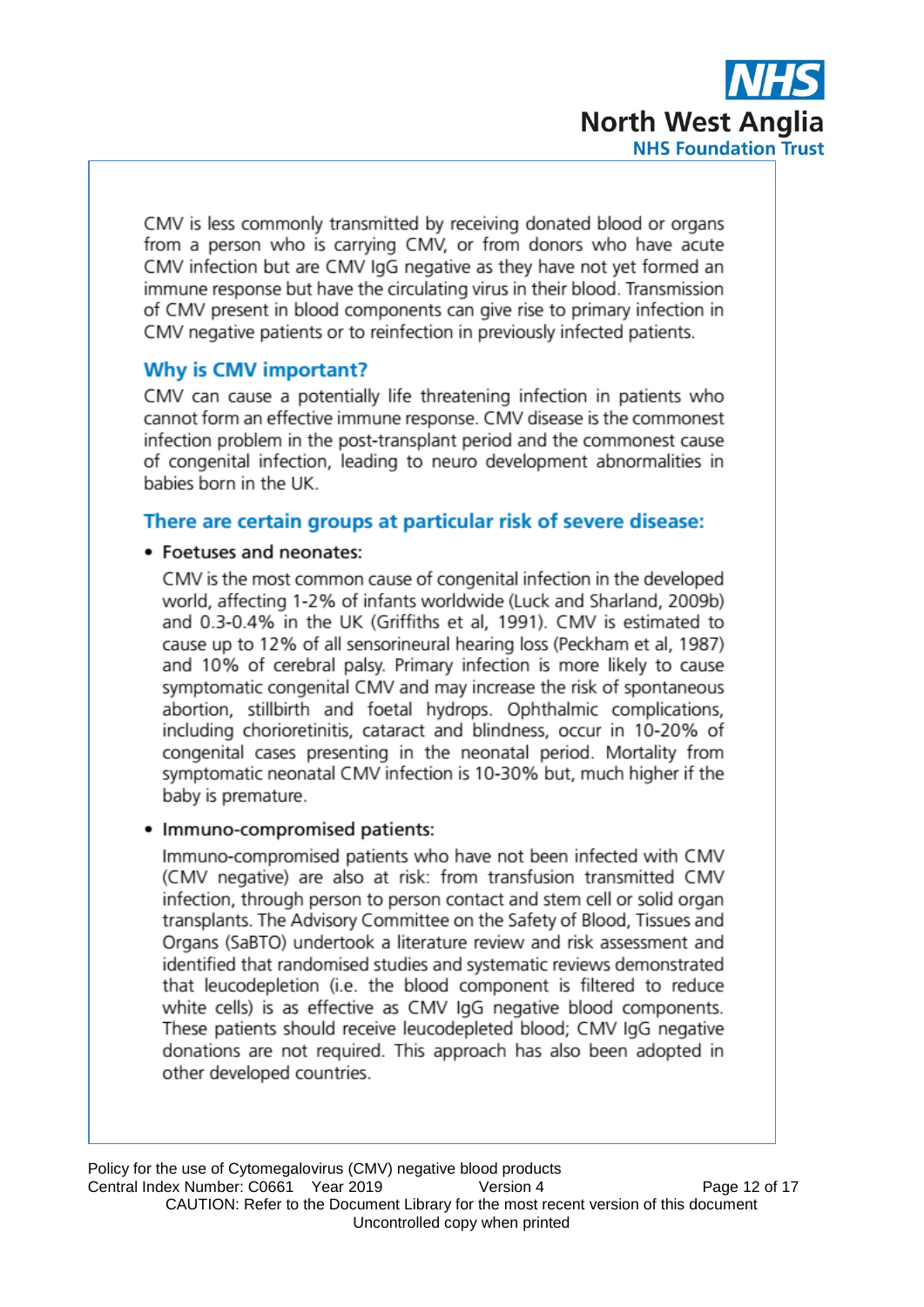CMV is less commonly transmitted by receiving donated blood or organs from a person who is carrying CMV, or from donors who have acute CMV infection but are CMV IgG negative as they have not yet formed an immune response but have the circulating virus in their blood. Transmission of CMV present in blood components can give rise to primary infection in CMV negative patients or to reinfection in previously infected patients.

## Why is CMV important?

CMV can cause a potentially life threatening infection in patients who cannot form an effective immune response. CMV disease is the commonest infection problem in the post-transplant period and the commonest cause of congenital infection, leading to neuro development abnormalities in babies born in the UK.

## There are certain groups at particular risk of severe disease:

- Foetuses and neonates:

  CMV is the most common cause of congenital infection in the developed world, affecting 1-2% of infants worldwide (Luck and Sharland, 2009b) and 0.3-0.4% in the UK (Griffiths et al, 1991). CMV is estimated to cause up to 12% of all sensorineural hearing loss (Peckham et al, 1987) and 10% of cerebral palsy. Primary infection is more likely to cause symptomatic congenital CMV and may increase the risk of spontaneous abortion, stillbirth and foetal hydrops. Ophthalmic complications, including chorioretinitis, cataract and blindness, occur in 10-20% of congenital cases presenting in the neonatal period. Mortality from symptomatic neonatal CMV infection is 10-30% but, much higher if the baby is premature.

- Immuno-compromised patients:

  Immuno-compromised patients who have not been infected with CMV (CMV negative) are also at risk: from transfusion transmitted CMV infection, through person to person contact and stem cell or solid organ transplants. The Advisory Committee on the Safety of Blood, Tissues and Organs (SaBTO) undertook a literature review and risk assessment and identified that randomised studies and systematic reviews demonstrated that leucodepletion (i.e. the blood component is filtered to reduce white cells) is as effective as CMV IgG negative blood components. These patients should receive leucodepleted blood; CMV IgG negative donations are not required. This approach has also been adopted in other developed countries.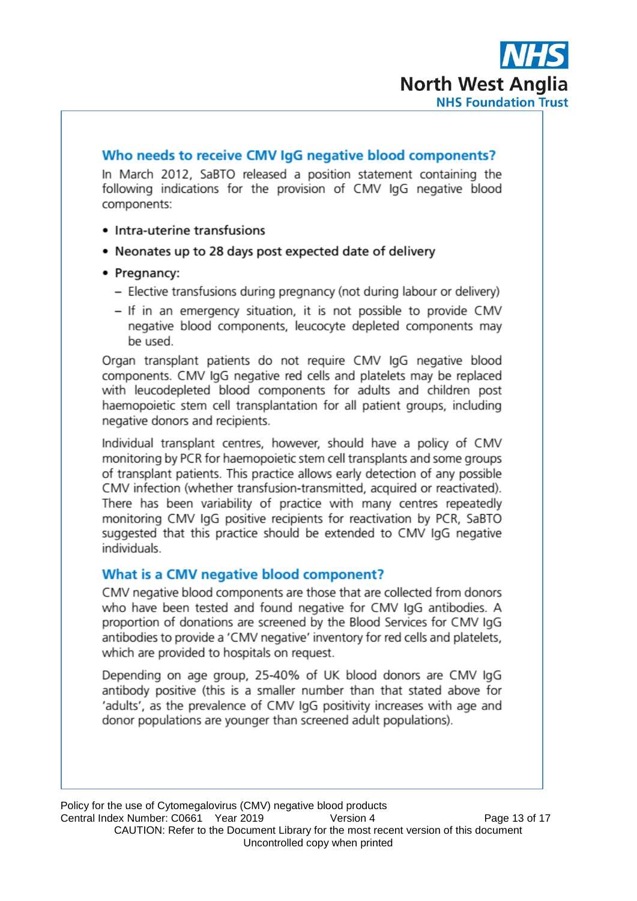## Who needs to receive CMV IgG negative blood components?

In March 2012, SaBTO released a position statement containing the following indications for the provision of CMV IgG negative blood components:

- Intra-uterine transfusions
- Neonates up to 28 days post expected date of delivery
- Pregnancy:
  - Elective transfusions during pregnancy (not during labour or delivery)
  - If in an emergency situation, it is not possible to provide CMV negative blood components, leucocyte depleted components may be used.

Organ transplant patients do not require CMV IgG negative blood components. CMV IgG negative red cells and platelets may be replaced with leucodepleted blood components for adults and children post haemopoietic stem cell transplantation for all patient groups, including negative donors and recipients.

Individual transplant centres, however, should have a policy of CMV monitoring by PCR for haemopoietic stem cell transplants and some groups of transplant patients. This practice allows early detection of any possible CMV infection (whether transfusion-transmitted, acquired or reactivated). There has been variability of practice with many centres repeatedly monitoring CMV IgG positive recipients for reactivation by PCR, SaBTO suggested that this practice should be extended to CMV IgG negative individuals.

## What is a CMV negative blood component?

CMV negative blood components are those that are collected from donors who have been tested and found negative for CMV IgG antibodies. A proportion of donations are screened by the Blood Services for CMV IgG antibodies to provide a 'CMV negative' inventory for red cells and platelets, which are provided to hospitals on request.

Depending on age group, 25-40% of UK blood donors are CMV IgG antibody positive (this is a smaller number than that stated above for 'adults', as the prevalence of CMV IgG positivity increases with age and donor populations are younger than screened adult populations).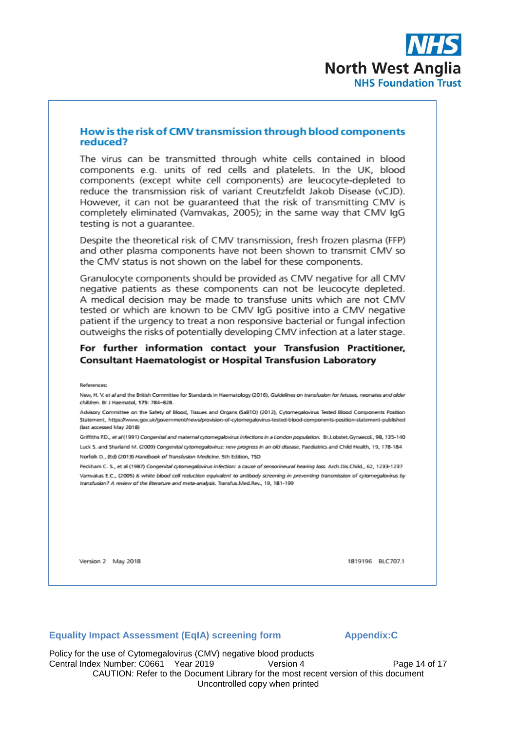## How is the risk of CMV transmission through blood components reduced?

The virus can be transmitted through white cells contained in blood components e.g. units of red cells and platelets. In the UK, blood components (except white cell components) are leucocyte-depleted to reduce the transmission risk of variant Creutzfeldt Jakob Disease (vCJD). However, it can not be guaranteed that the risk of transmitting CMV is completely eliminated (Vamvakas, 2005); in the same way that CMV IgG testing is not a guarantee.

Despite the theoretical risk of CMV transmission, fresh frozen plasma (FFP) and other plasma components have not been shown to transmit CMV so the CMV status is not shown on the label for these components.

Granulocyte components should be provided as CMV negative for all CMV negative patients as these components can not be leucocyte depleted. A medical decision may be made to transfuse units which are not CMV tested or which are known to be CMV IgG positive into a CMV negative patient if the urgency to treat a non responsive bacterial or fungal infection outweighs the risks of potentially developing CMV infection at a later stage.

**For further information contact your Transfusion Practitioner, Consultant Haematologist or Hospital Transfusion Laboratory**

References:

New, H. V. *et al* and the British Committee for Standards in Haematology (2016), *Guidelines on transfusion for fetuses, neonates and older children.* Br J Haematol, **175**: 784–828.

Advisory Committee on the Safety of Blood, Tissues and Organs (SaBTO) (2012), Cytomegalovirus Tested Blood Components Position Statement, https://www.gov.uk/government/news/provision-of-cytomegalovirus-tested-blood-components-position-statement-published (last accessed May 2018)

Griffiths P.D., *et al* (1991) *Congenital and maternal cytomegalovirus infections in a London population.* Br.J.obstet.Gynaecol., 98, 135-140

Luck S. and Sharland M. (2009) *Congenital cytomegalovirus: new progress in an old disease.* Paediatrics and Child Health, 19, 178-184

Norfolk D., (Ed) (2013) *Handbook of Transfusion Medicine.* 5th Edition, TSO

Peckham C. S., et al (1987) *Congenital cytomegalovirus infection: a cause of sensorineural hearing loss.* Arch.Dis.Child., 62, 1233-1237

Vamvakas E.C., (2005) *Is white blood cell reduction equivalent to antibody screening in preventing transmission of cytomegalovirus by transfusion? A review of the literature and meta-analysis.* Transfus.Med.Rev., 19, 181-199

Version 2 May 2018 1819196 BLC707.1

## Equality Impact Assessment (EqIA) screening form

**Appendix:C**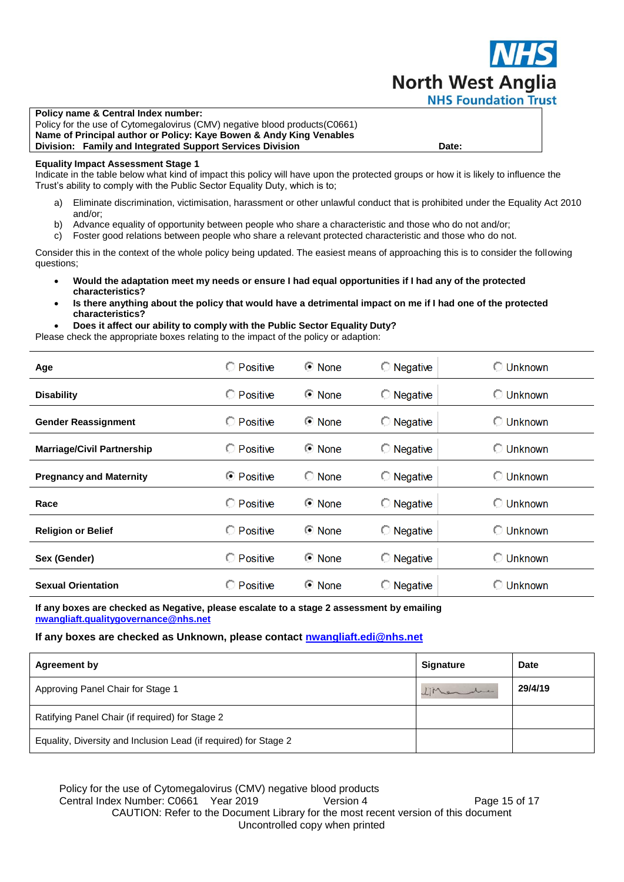| **Policy name & Central Index number:** | |
|---|---|
| Policy for the use of Cytomegalovirus (CMV) negative blood products(C0661) | |
| **Name of Principal author or Policy: Kaye Bowen & Andy King Venables** | |
| **Division: Family and Integrated Support Services Division** | **Date:** |

**Equality Impact Assessment Stage 1**

Indicate in the table below what kind of impact this policy will have upon the protected groups or how it is likely to influence the Trust's ability to comply with the Public Sector Equality Duty, which is to;

a) Eliminate discrimination, victimisation, harassment or other unlawful conduct that is prohibited under the Equality Act 2010 and/or;
b) Advance equality of opportunity between people who share a characteristic and those who do not and/or;
c) Foster good relations between people who share a relevant protected characteristic and those who do not.

Consider this in the context of the whole policy being updated. The easiest means of approaching this is to consider the following questions;

- **Would the adaptation meet my needs or ensure I had equal opportunities if I had any of the protected characteristics?**
- **Is there anything about the policy that would have a detrimental impact on me if I had one of the protected characteristics?**
- **Does it affect our ability to comply with the Public Sector Equality Duty?**

Please check the appropriate boxes relating to the impact of the policy or adaption:

| | Positive | None | Negative | Unknown |
|---|---|---|---|---|
| **Age** | ○ | ● | ○ | ○ |
| **Disability** | ○ | ● | ○ | ○ |
| **Gender Reassignment** | ○ | ● | ○ | ○ |
| **Marriage/Civil Partnership** | ○ | ● | ○ | ○ |
| **Pregnancy and Maternity** | ● | ○ | ○ | ○ |
| **Race** | ○ | ● | ○ | ○ |
| **Religion or Belief** | ○ | ● | ○ | ○ |
| **Sex (Gender)** | ○ | ● | ○ | ○ |
| **Sexual Orientation** | ○ | ● | ○ | ○ |

**If any boxes are checked as Negative, please escalate to a stage 2 assessment by emailing nwangliaft.qualitygovernance@nhs.net**

**If any boxes are checked as Unknown, please contact nwangliaft.edi@nhs.net**

| **Agreement by** | **Signature** | **Date** |
|---|---|---|
| Approving Panel Chair for Stage 1 | [signature] | **29/4/19** |
| Ratifying Panel Chair (if required) for Stage 2 | | |
| Equality, Diversity and Inclusion Lead (if required) for Stage 2 | | |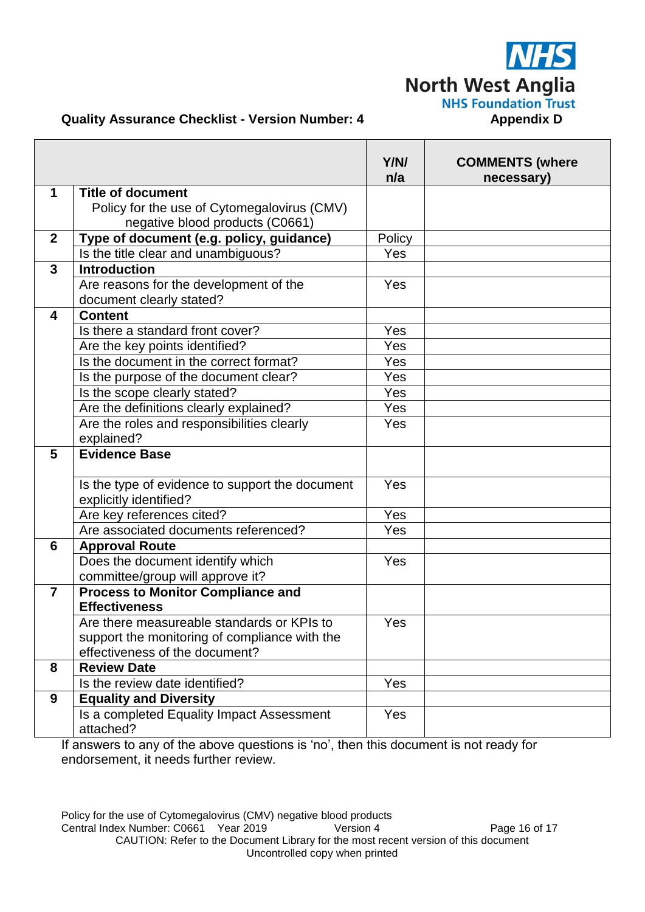**Quality Assurance Checklist - Version Number: 4**

**Appendix D**

| | | Y/N/ n/a | COMMENTS (where necessary) |
|---|---|---|---|
| **1** | **Title of document** Policy for the use of Cytomegalovirus (CMV) negative blood products (C0661) | | |
| **2** | **Type of document (e.g. policy, guidance)** | Policy | |
| | Is the title clear and unambiguous? | Yes | |
| **3** | **Introduction** | | |
| | Are reasons for the development of the document clearly stated? | Yes | |
| **4** | **Content** | | |
| | Is there a standard front cover? | Yes | |
| | Are the key points identified? | Yes | |
| | Is the document in the correct format? | Yes | |
| | Is the purpose of the document clear? | Yes | |
| | Is the scope clearly stated? | Yes | |
| | Are the definitions clearly explained? | Yes | |
| | Are the roles and responsibilities clearly explained? | Yes | |
| **5** | **Evidence Base** | | |
| | Is the type of evidence to support the document explicitly identified? | Yes | |
| | Are key references cited? | Yes | |
| | Are associated documents referenced? | Yes | |
| **6** | **Approval Route** | | |
| | Does the document identify which committee/group will approve it? | Yes | |
| **7** | **Process to Monitor Compliance and Effectiveness** | | |
| | Are there measureable standards or KPIs to support the monitoring of compliance with the effectiveness of the document? | Yes | |
| **8** | **Review Date** | | |
| | Is the review date identified? | Yes | |
| **9** | **Equality and Diversity** | | |
| | Is a completed Equality Impact Assessment attached? | Yes | |

If answers to any of the above questions is 'no', then this document is not ready for endorsement, it needs further review.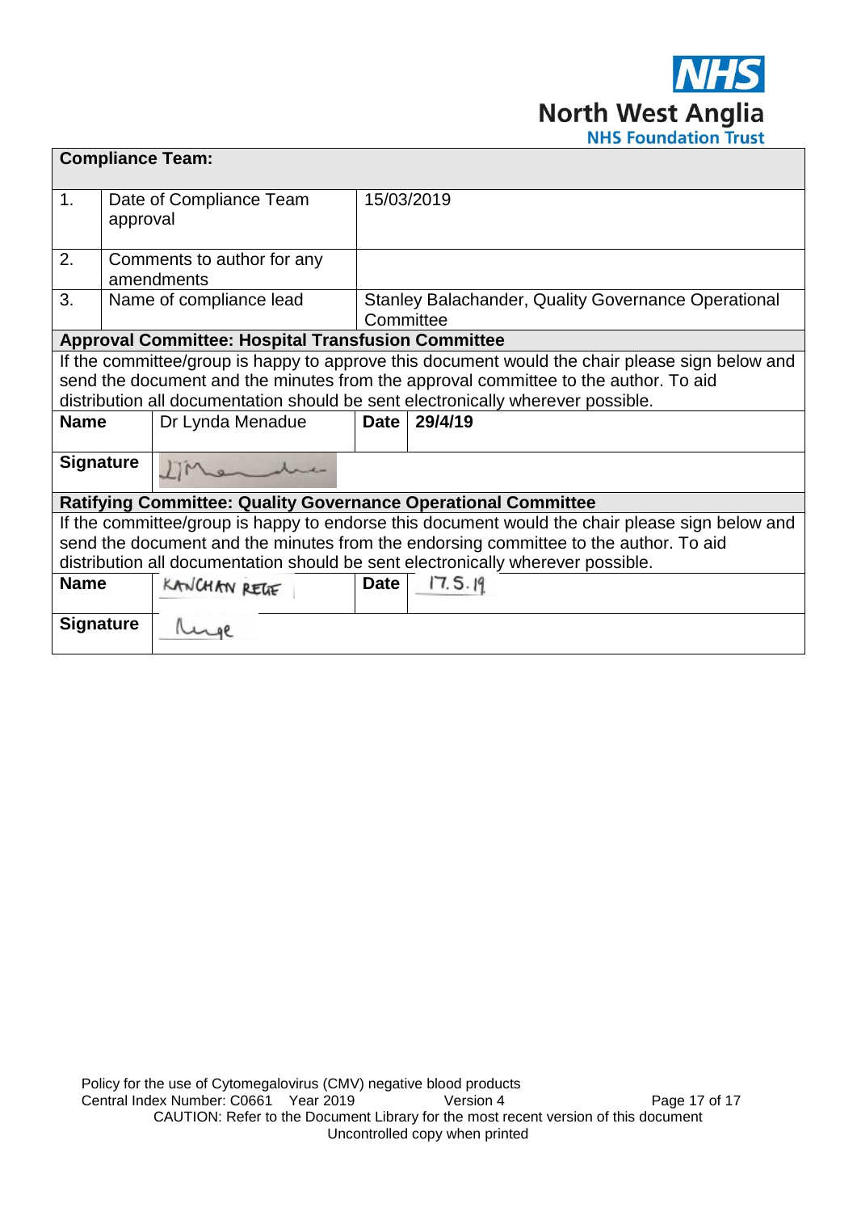| Compliance Team: | | |
|---|---|---|
| 1. | Date of Compliance Team approval | 15/03/2019 |
| 2. | Comments to author for any amendments | |
| 3. | Name of compliance lead | Stanley Balachander, Quality Governance Operational Committee |

| **Approval Committee: Hospital Transfusion Committee** | | | |
|---|---|---|---|
| If the committee/group is happy to approve this document would the chair please sign below and send the document and the minutes from the approval committee to the author. To aid distribution all documentation should be sent electronically wherever possible. | | | |
| **Name** | Dr Lynda Menadue | **Date** | **29/4/19** |
| **Signature** | LJMenadue | | |

| **Ratifying Committee: Quality Governance Operational Committee** | | | |
|---|---|---|---|
| If the committee/group is happy to endorse this document would the chair please sign below and send the document and the minutes from the endorsing committee to the author. To aid distribution all documentation should be sent electronically wherever possible. | | | |
| **Name** | KANCHAN REGE | **Date** | 17.5.19 |
| **Signature** | Rege | | |

Policy for the use of Cytomegalovirus (CMV) negative blood products
Central Index Number: C0661 Year 2019 Version 4
CAUTION: Refer to the Document Library for the most recent version of this document
Uncontrolled copy when printed